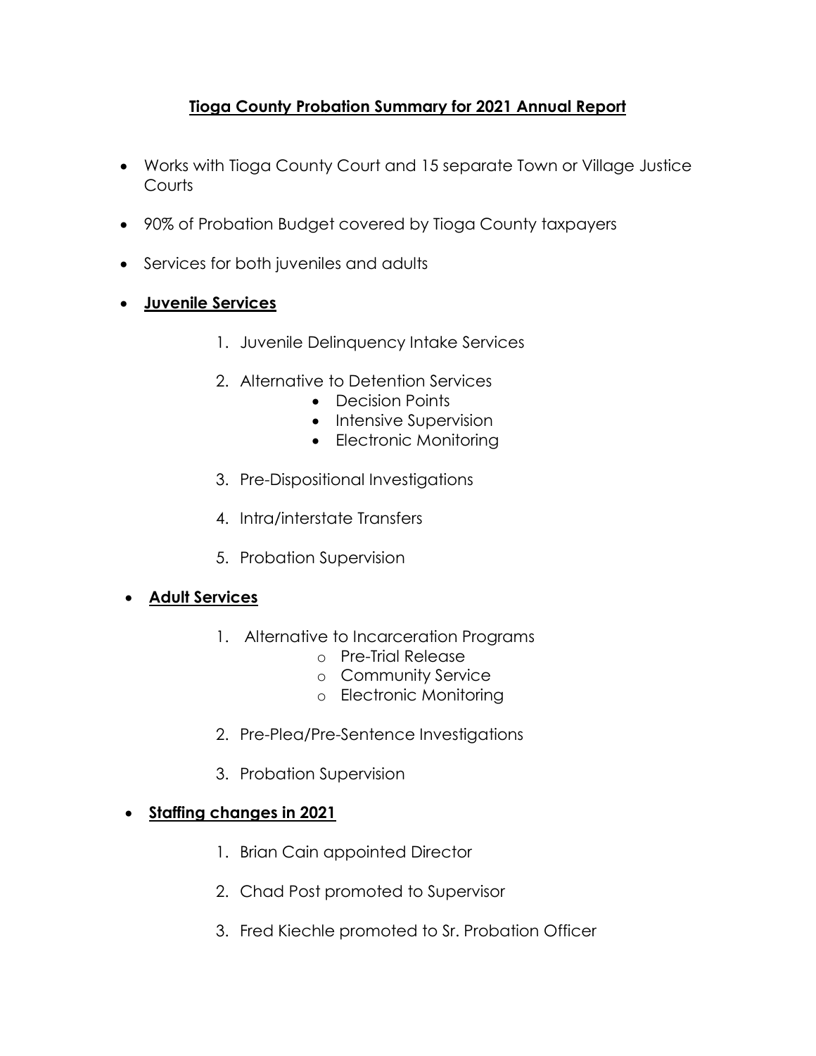# Tioga County Probation Summary for 2021 Annual Report

- Works with Tioga County Court and 15 separate Town or Village Justice Courts
- 90% of Probation Budget covered by Tioga County taxpayers
- Services for both juveniles and adults
- **Juvenile Services**
    1. Juvenile Delinquency Intake Services
    2. Alternative to Detention Services
        - Decision Points
        - Intensive Supervision
        - Electronic Monitoring
    3. Pre-Dispositional Investigations
    4. Intra/interstate Transfers
    5. Probation Supervision
- **Adult Services**
    1. Alternative to Incarceration Programs
        - Pre-Trial Release
        - Community Service
        - Electronic Monitoring
    2. Pre-Plea/Pre-Sentence Investigations
    3. Probation Supervision
- **Staffing changes in 2021**
    1. Brian Cain appointed Director
    2. Chad Post promoted to Supervisor
    3. Fred Kiechle promoted to Sr. Probation Officer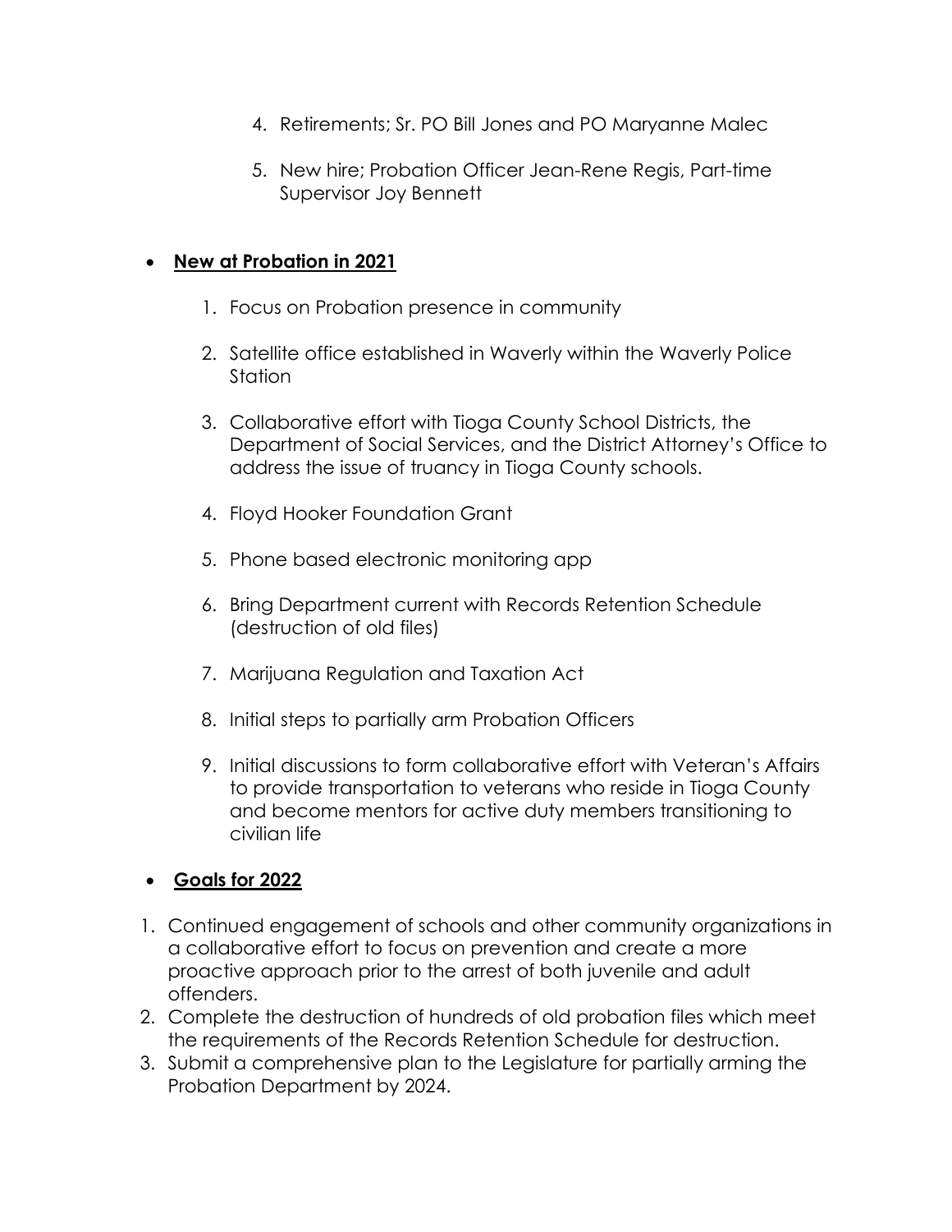4. Retirements; Sr. PO Bill Jones and PO Maryanne Malec
5. New hire; Probation Officer Jean-Rene Regis, Part-time Supervisor Joy Bennett

- **<u>New at Probation in 2021</u>**

  1. Focus on Probation presence in community
  2. Satellite office established in Waverly within the Waverly Police Station
  3. Collaborative effort with Tioga County School Districts, the Department of Social Services, and the District Attorney's Office to address the issue of truancy in Tioga County schools.
  4. Floyd Hooker Foundation Grant
  5. Phone based electronic monitoring app
  6. Bring Department current with Records Retention Schedule (destruction of old files)
  7. Marijuana Regulation and Taxation Act
  8. Initial steps to partially arm Probation Officers
  9. Initial discussions to form collaborative effort with Veteran's Affairs to provide transportation to veterans who reside in Tioga County and become mentors for active duty members transitioning to civilian life

- **<u>Goals for 2022</u>**

1. Continued engagement of schools and other community organizations in a collaborative effort to focus on prevention and create a more proactive approach prior to the arrest of both juvenile and adult offenders.
2. Complete the destruction of hundreds of old probation files which meet the requirements of the Records Retention Schedule for destruction.
3. Submit a comprehensive plan to the Legislature for partially arming the Probation Department by 2024.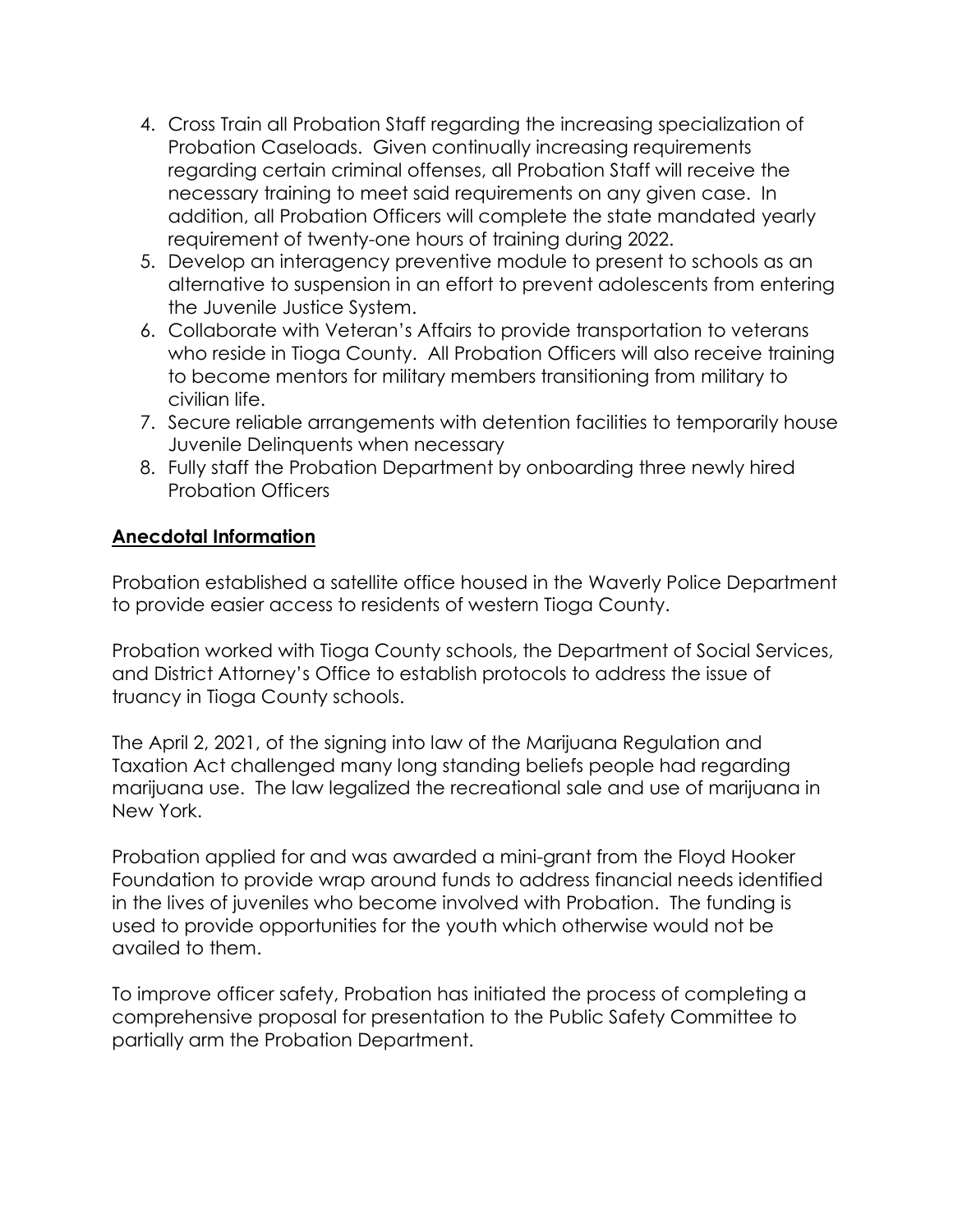4. Cross Train all Probation Staff regarding the increasing specialization of Probation Caseloads. Given continually increasing requirements regarding certain criminal offenses, all Probation Staff will receive the necessary training to meet said requirements on any given case. In addition, all Probation Officers will complete the state mandated yearly requirement of twenty-one hours of training during 2022.
5. Develop an interagency preventive module to present to schools as an alternative to suspension in an effort to prevent adolescents from entering the Juvenile Justice System.
6. Collaborate with Veteran's Affairs to provide transportation to veterans who reside in Tioga County. All Probation Officers will also receive training to become mentors for military members transitioning from military to civilian life.
7. Secure reliable arrangements with detention facilities to temporarily house Juvenile Delinquents when necessary
8. Fully staff the Probation Department by onboarding three newly hired Probation Officers

## **Anecdotal Information**

Probation established a satellite office housed in the Waverly Police Department to provide easier access to residents of western Tioga County.

Probation worked with Tioga County schools, the Department of Social Services, and District Attorney's Office to establish protocols to address the issue of truancy in Tioga County schools.

The April 2, 2021, of the signing into law of the Marijuana Regulation and Taxation Act challenged many long standing beliefs people had regarding marijuana use. The law legalized the recreational sale and use of marijuana in New York.

Probation applied for and was awarded a mini-grant from the Floyd Hooker Foundation to provide wrap around funds to address financial needs identified in the lives of juveniles who become involved with Probation. The funding is used to provide opportunities for the youth which otherwise would not be availed to them.

To improve officer safety, Probation has initiated the process of completing a comprehensive proposal for presentation to the Public Safety Committee to partially arm the Probation Department.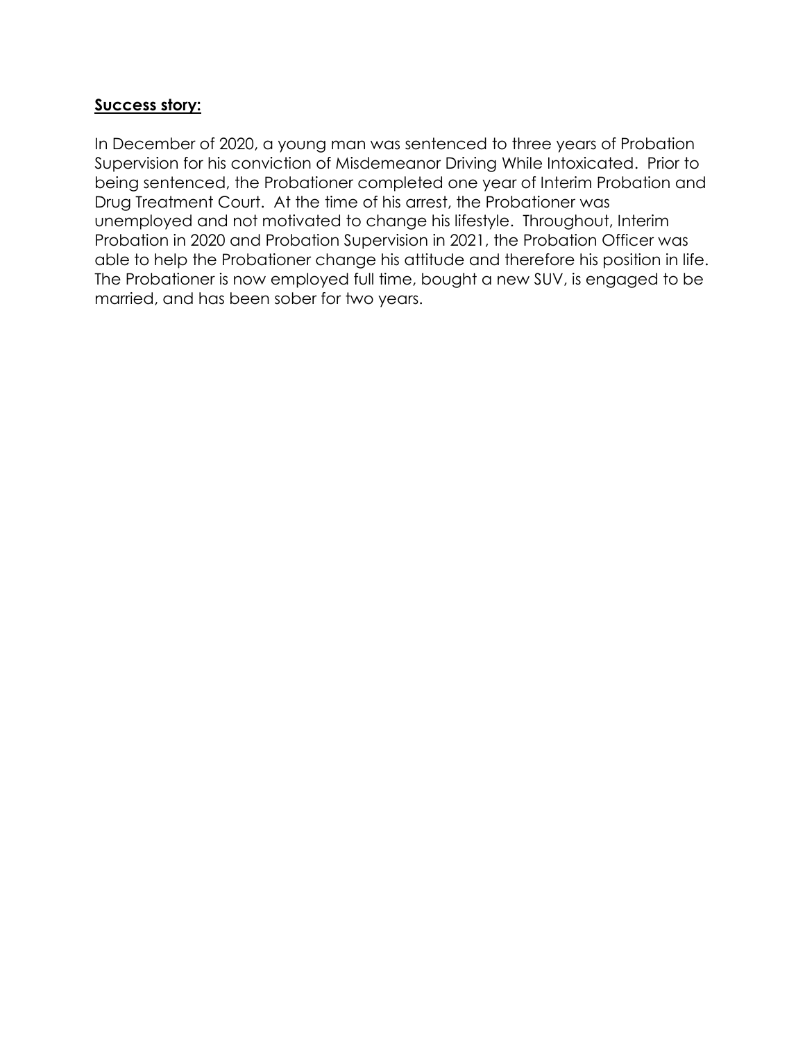**Success story:**

In December of 2020, a young man was sentenced to three years of Probation Supervision for his conviction of Misdemeanor Driving While Intoxicated. Prior to being sentenced, the Probationer completed one year of Interim Probation and Drug Treatment Court. At the time of his arrest, the Probationer was unemployed and not motivated to change his lifestyle. Throughout, Interim Probation in 2020 and Probation Supervision in 2021, the Probation Officer was able to help the Probationer change his attitude and therefore his position in life. The Probationer is now employed full time, bought a new SUV, is engaged to be married, and has been sober for two years.